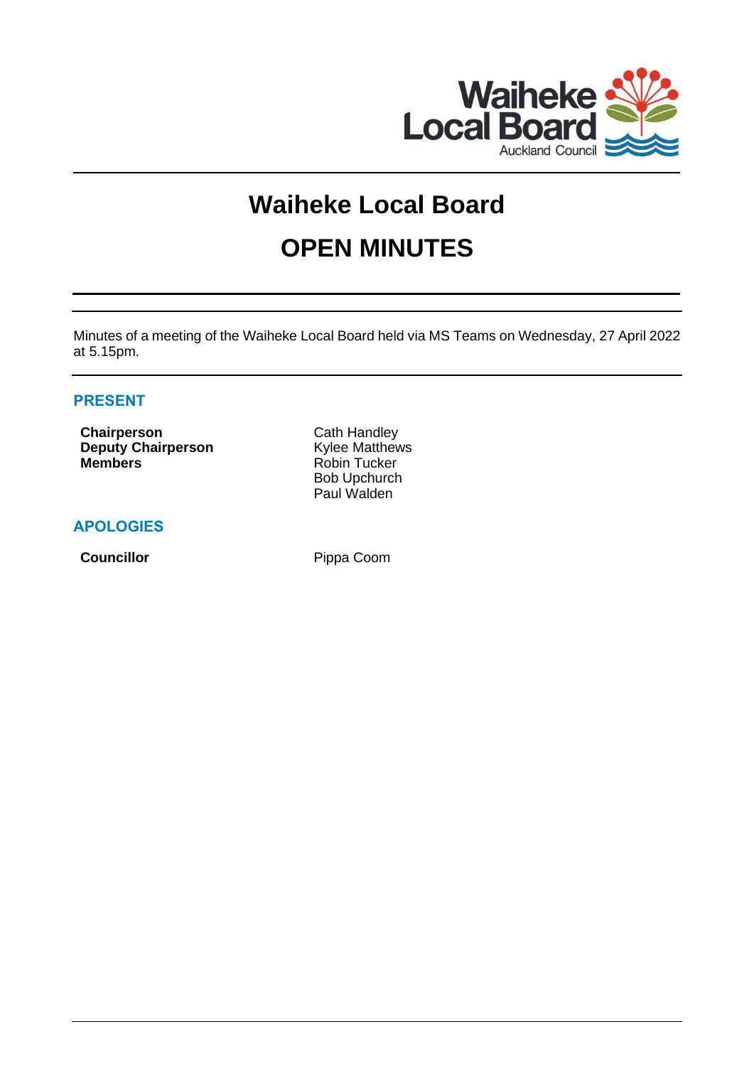# Waiheke Local Board

# OPEN MINUTES

Minutes of a meeting of the Waiheke Local Board held via MS Teams on Wednesday, 27 April 2022 at 5.15pm.

## PRESENT

| | |
|---|---|
| **Chairperson** | Cath Handley |
| **Deputy Chairperson** | Kylee Matthews |
| **Members** | Robin Tucker |
| | Bob Upchurch |
| | Paul Walden |

## APOLOGIES

| | |
|---|---|
| **Councillor** | Pippa Coom |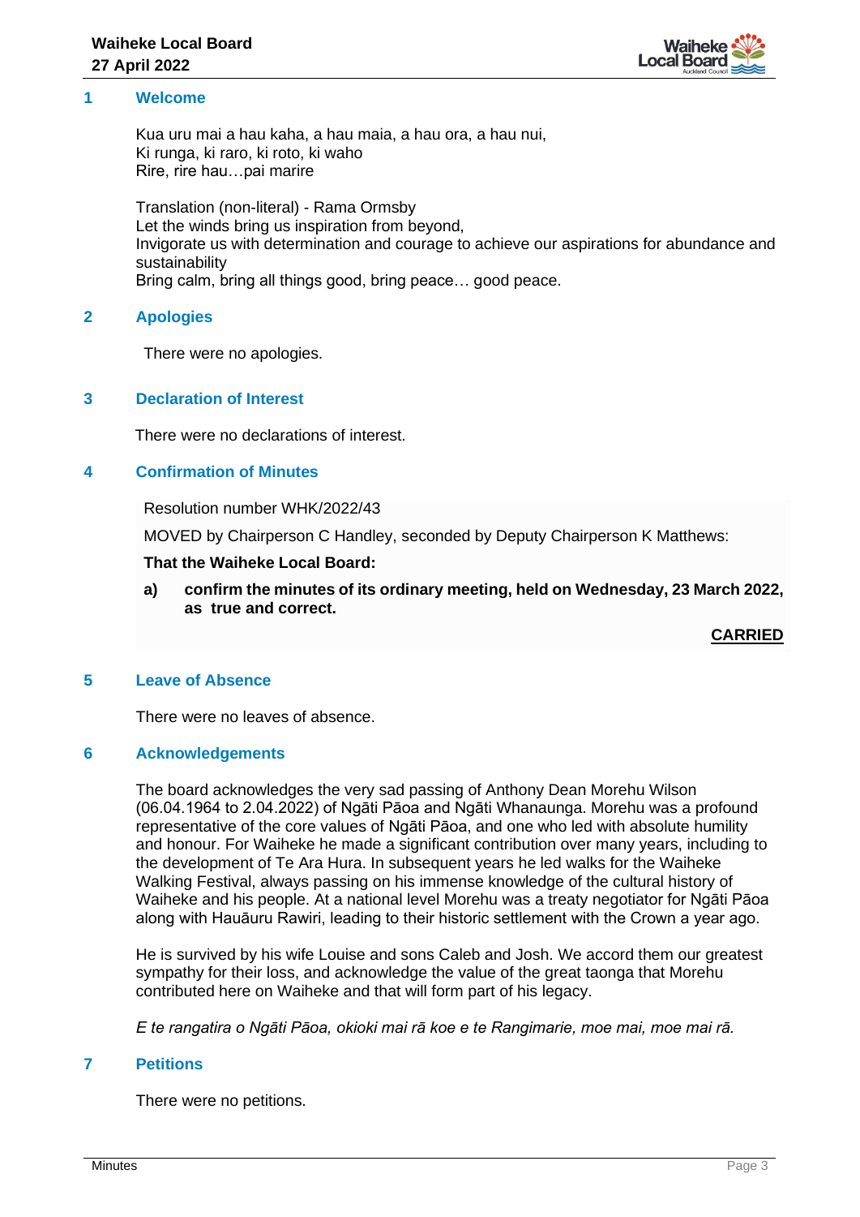## 1 Welcome

Kua uru mai a hau kaha, a hau maia, a hau ora, a hau nui,
Ki runga, ki raro, ki roto, ki waho
Rire, rire hau…pai marire

Translation (non-literal) - Rama Ormsby
Let the winds bring us inspiration from beyond,
Invigorate us with determination and courage to achieve our aspirations for abundance and sustainability
Bring calm, bring all things good, bring peace… good peace.

## 2 Apologies

There were no apologies.

## 3 Declaration of Interest

There were no declarations of interest.

## 4 Confirmation of Minutes

Resolution number WHK/2022/43

MOVED by Chairperson C Handley, seconded by Deputy Chairperson K Matthews:

**That the Waiheke Local Board:**

**a) confirm the minutes of its ordinary meeting, held on Wednesday, 23 March 2022, as true and correct.**

**CARRIED**

## 5 Leave of Absence

There were no leaves of absence.

## 6 Acknowledgements

The board acknowledges the very sad passing of Anthony Dean Morehu Wilson (06.04.1964 to 2.04.2022) of Ngāti Pāoa and Ngāti Whanaunga. Morehu was a profound representative of the core values of Ngāti Pāoa, and one who led with absolute humility and honour. For Waiheke he made a significant contribution over many years, including to the development of Te Ara Hura. In subsequent years he led walks for the Waiheke Walking Festival, always passing on his immense knowledge of the cultural history of Waiheke and his people. At a national level Morehu was a treaty negotiator for Ngāti Pāoa along with Hauāuru Rawiri, leading to their historic settlement with the Crown a year ago.

He is survived by his wife Louise and sons Caleb and Josh. We accord them our greatest sympathy for their loss, and acknowledge the value of the great taonga that Morehu contributed here on Waiheke and that will form part of his legacy.

*E te rangatira o Ngāti Pāoa, okioki mai rā koe e te Rangimarie, moe mai, moe mai rā.*

## 7 Petitions

There were no petitions.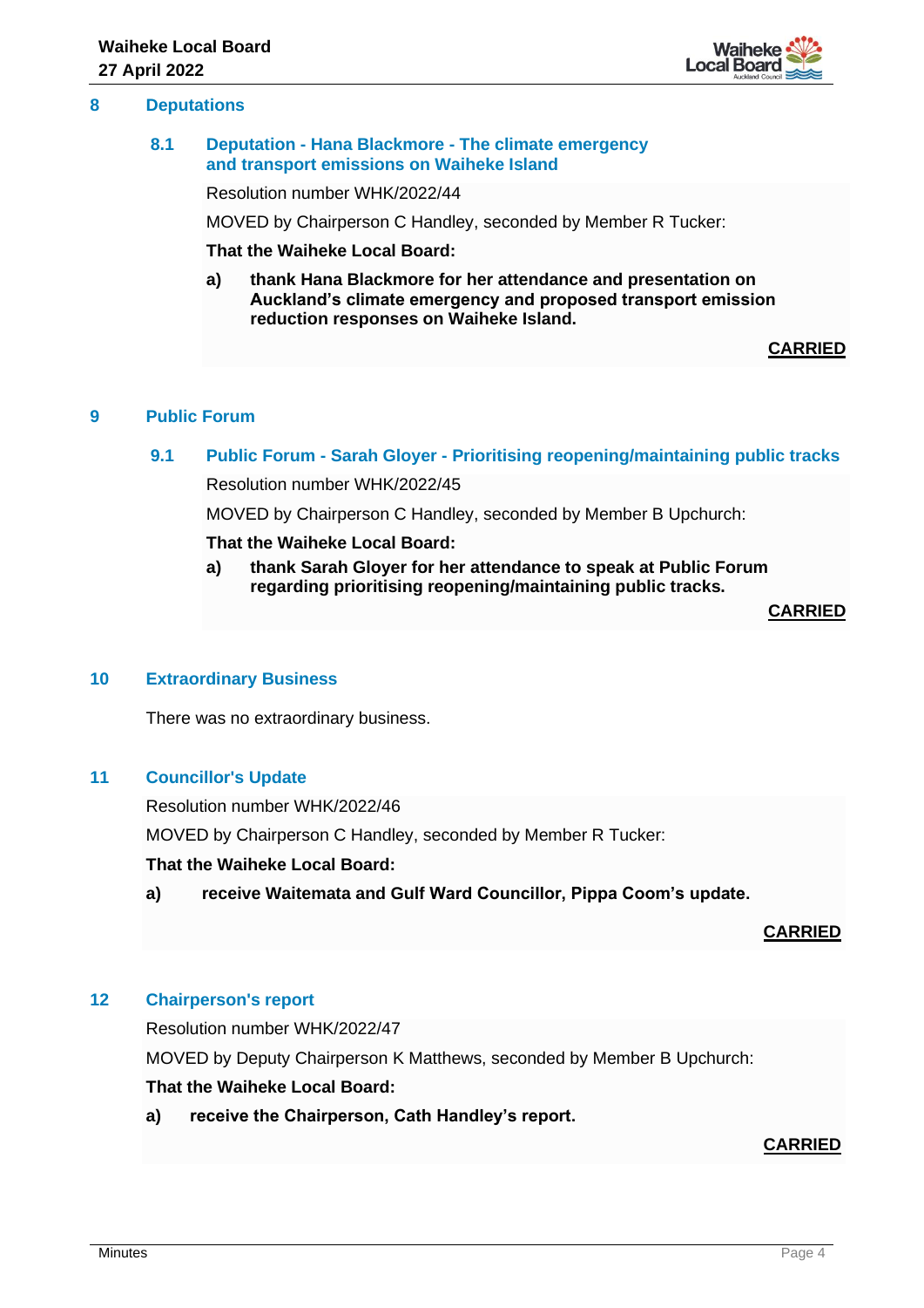## 8 Deputations

### 8.1 Deputation - Hana Blackmore - The climate emergency and transport emissions on Waiheke Island

Resolution number WHK/2022/44

MOVED by Chairperson C Handley, seconded by Member R Tucker:

**That the Waiheke Local Board:**

**a) thank Hana Blackmore for her attendance and presentation on Auckland's climate emergency and proposed transport emission reduction responses on Waiheke Island.**

**CARRIED**

## 9 Public Forum

### 9.1 Public Forum - Sarah Gloyer - Prioritising reopening/maintaining public tracks

Resolution number WHK/2022/45

MOVED by Chairperson C Handley, seconded by Member B Upchurch:

**That the Waiheke Local Board:**

**a) thank Sarah Gloyer for her attendance to speak at Public Forum regarding prioritising reopening/maintaining public tracks.**

**CARRIED**

## 10 Extraordinary Business

There was no extraordinary business.

## 11 Councillor's Update

Resolution number WHK/2022/46

MOVED by Chairperson C Handley, seconded by Member R Tucker:

**That the Waiheke Local Board:**

**a) receive Waitemata and Gulf Ward Councillor, Pippa Coom's update.**

**CARRIED**

## 12 Chairperson's report

Resolution number WHK/2022/47

MOVED by Deputy Chairperson K Matthews, seconded by Member B Upchurch:

**That the Waiheke Local Board:**

**a) receive the Chairperson, Cath Handley's report.**

**CARRIED**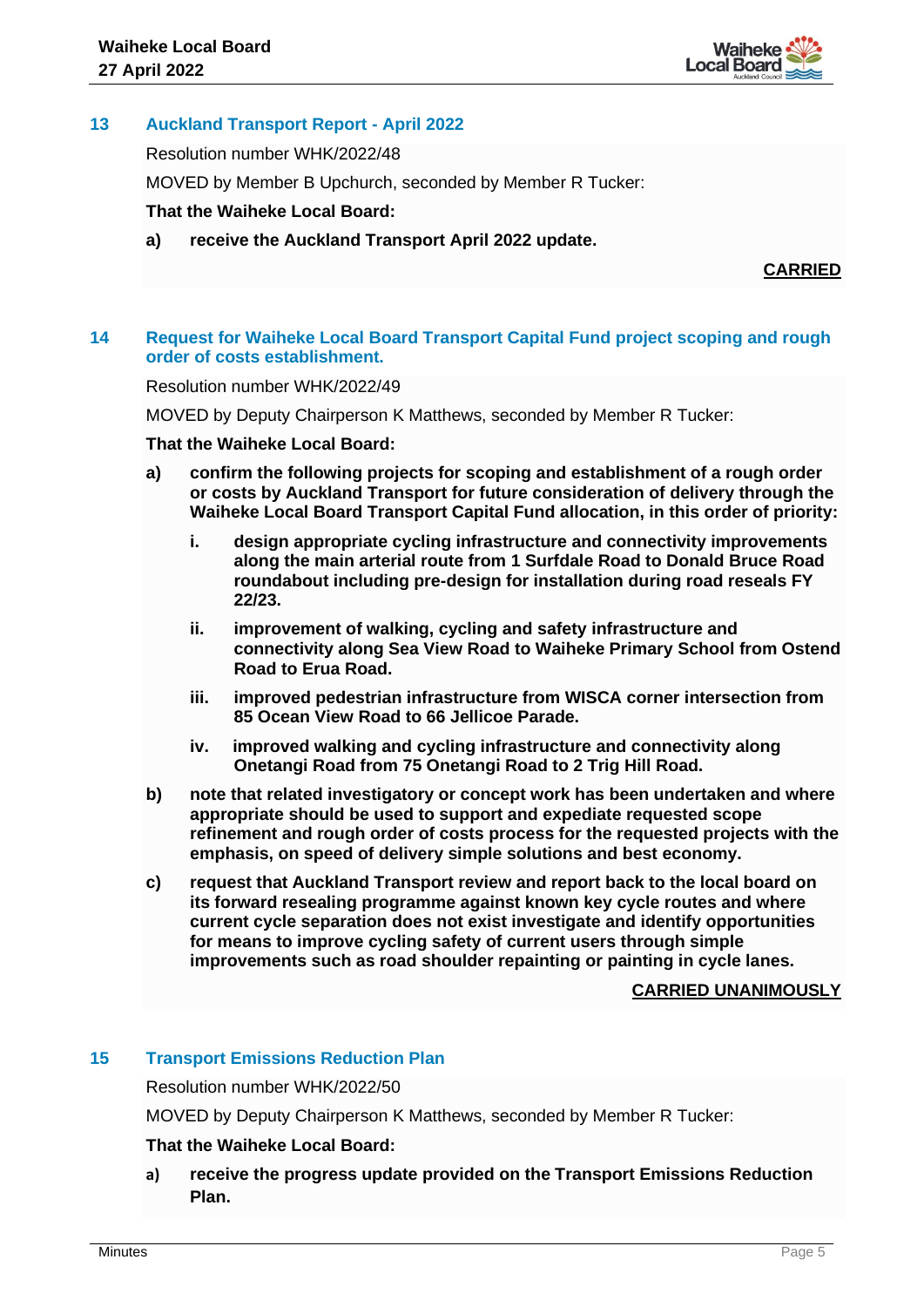## 13 Auckland Transport Report - April 2022

Resolution number WHK/2022/48

MOVED by Member B Upchurch, seconded by Member R Tucker:

**That the Waiheke Local Board:**

**a) receive the Auckland Transport April 2022 update.**

**CARRIED**

## 14 Request for Waiheke Local Board Transport Capital Fund project scoping and rough order of costs establishment.

Resolution number WHK/2022/49

MOVED by Deputy Chairperson K Matthews, seconded by Member R Tucker:

**That the Waiheke Local Board:**

**a) confirm the following projects for scoping and establishment of a rough order or costs by Auckland Transport for future consideration of delivery through the Waiheke Local Board Transport Capital Fund allocation, in this order of priority:**

**i. design appropriate cycling infrastructure and connectivity improvements along the main arterial route from 1 Surfdale Road to Donald Bruce Road roundabout including pre-design for installation during road reseals FY 22/23.**

**ii. improvement of walking, cycling and safety infrastructure and connectivity along Sea View Road to Waiheke Primary School from Ostend Road to Erua Road.**

**iii. improved pedestrian infrastructure from WISCA corner intersection from 85 Ocean View Road to 66 Jellicoe Parade.**

**iv. improved walking and cycling infrastructure and connectivity along Onetangi Road from 75 Onetangi Road to 2 Trig Hill Road.**

**b) note that related investigatory or concept work has been undertaken and where appropriate should be used to support and expediate requested scope refinement and rough order of costs process for the requested projects with the emphasis, on speed of delivery simple solutions and best economy.**

**c) request that Auckland Transport review and report back to the local board on its forward resealing programme against known key cycle routes and where current cycle separation does not exist investigate and identify opportunities for means to improve cycling safety of current users through simple improvements such as road shoulder repainting or painting in cycle lanes.**

**CARRIED UNANIMOUSLY**

## 15 Transport Emissions Reduction Plan

Resolution number WHK/2022/50

MOVED by Deputy Chairperson K Matthews, seconded by Member R Tucker:

**That the Waiheke Local Board:**

**a) receive the progress update provided on the Transport Emissions Reduction Plan.**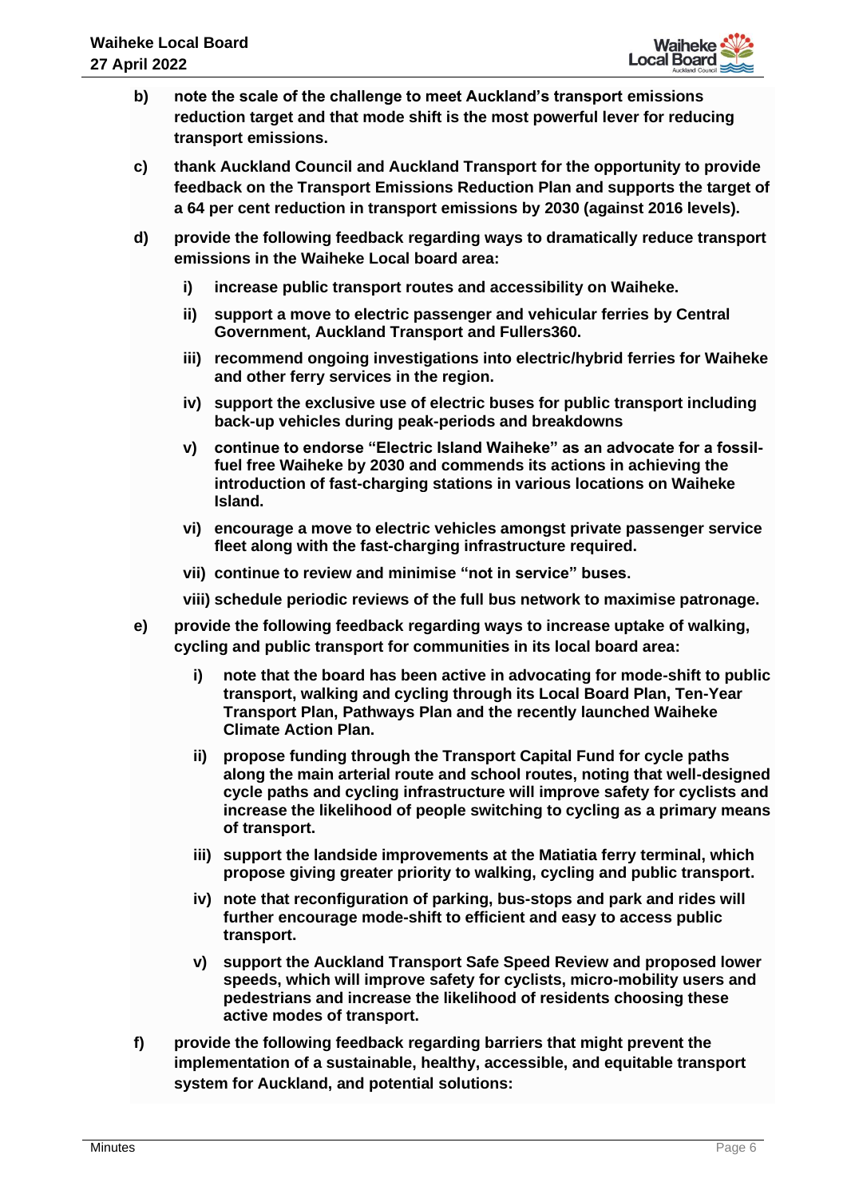**b) note the scale of the challenge to meet Auckland's transport emissions reduction target and that mode shift is the most powerful lever for reducing transport emissions.**

**c) thank Auckland Council and Auckland Transport for the opportunity to provide feedback on the Transport Emissions Reduction Plan and supports the target of a 64 per cent reduction in transport emissions by 2030 (against 2016 levels).**

**d) provide the following feedback regarding ways to dramatically reduce transport emissions in the Waiheke Local board area:**

- **i) increase public transport routes and accessibility on Waiheke.**
- **ii) support a move to electric passenger and vehicular ferries by Central Government, Auckland Transport and Fullers360.**
- **iii) recommend ongoing investigations into electric/hybrid ferries for Waiheke and other ferry services in the region.**
- **iv) support the exclusive use of electric buses for public transport including back-up vehicles during peak-periods and breakdowns**
- **v) continue to endorse "Electric Island Waiheke" as an advocate for a fossil-fuel free Waiheke by 2030 and commends its actions in achieving the introduction of fast-charging stations in various locations on Waiheke Island.**
- **vi) encourage a move to electric vehicles amongst private passenger service fleet along with the fast-charging infrastructure required.**
- **vii) continue to review and minimise "not in service" buses.**
- **viii) schedule periodic reviews of the full bus network to maximise patronage.**

**e) provide the following feedback regarding ways to increase uptake of walking, cycling and public transport for communities in its local board area:**

- **i) note that the board has been active in advocating for mode-shift to public transport, walking and cycling through its Local Board Plan, Ten-Year Transport Plan, Pathways Plan and the recently launched Waiheke Climate Action Plan.**
- **ii) propose funding through the Transport Capital Fund for cycle paths along the main arterial route and school routes, noting that well-designed cycle paths and cycling infrastructure will improve safety for cyclists and increase the likelihood of people switching to cycling as a primary means of transport.**
- **iii) support the landside improvements at the Matiatia ferry terminal, which propose giving greater priority to walking, cycling and public transport.**
- **iv) note that reconfiguration of parking, bus-stops and park and rides will further encourage mode-shift to efficient and easy to access public transport.**
- **v) support the Auckland Transport Safe Speed Review and proposed lower speeds, which will improve safety for cyclists, micro-mobility users and pedestrians and increase the likelihood of residents choosing these active modes of transport.**

**f) provide the following feedback regarding barriers that might prevent the implementation of a sustainable, healthy, accessible, and equitable transport system for Auckland, and potential solutions:**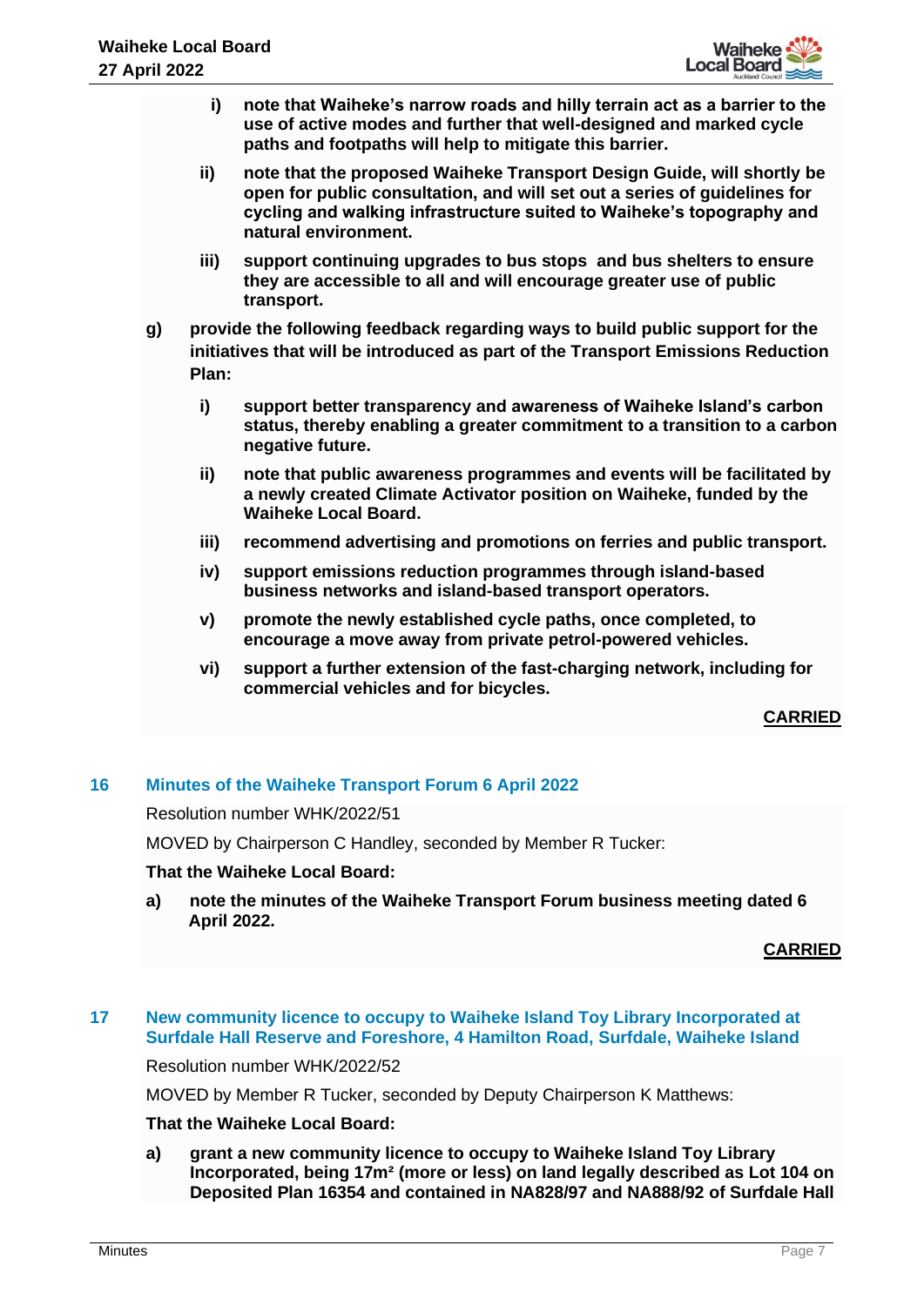i) **note that Waiheke's narrow roads and hilly terrain act as a barrier to the use of active modes and further that well-designed and marked cycle paths and footpaths will help to mitigate this barrier.**

ii) **note that the proposed Waiheke Transport Design Guide, will shortly be open for public consultation, and will set out a series of guidelines for cycling and walking infrastructure suited to Waiheke's topography and natural environment.**

iii) **support continuing upgrades to bus stops and bus shelters to ensure they are accessible to all and will encourage greater use of public transport.**

g) **provide the following feedback regarding ways to build public support for the initiatives that will be introduced as part of the Transport Emissions Reduction Plan:**

i) **support better transparency and awareness of Waiheke Island's carbon status, thereby enabling a greater commitment to a transition to a carbon negative future.**

ii) **note that public awareness programmes and events will be facilitated by a newly created Climate Activator position on Waiheke, funded by the Waiheke Local Board.**

iii) **recommend advertising and promotions on ferries and public transport.**

iv) **support emissions reduction programmes through island-based business networks and island-based transport operators.**

v) **promote the newly established cycle paths, once completed, to encourage a move away from private petrol-powered vehicles.**

vi) **support a further extension of the fast-charging network, including for commercial vehicles and for bicycles.**

**CARRIED**

## 16 Minutes of the Waiheke Transport Forum 6 April 2022

Resolution number WHK/2022/51

MOVED by Chairperson C Handley, seconded by Member R Tucker:

**That the Waiheke Local Board:**

a) **note the minutes of the Waiheke Transport Forum business meeting dated 6 April 2022.**

**CARRIED**

## 17 New community licence to occupy to Waiheke Island Toy Library Incorporated at Surfdale Hall Reserve and Foreshore, 4 Hamilton Road, Surfdale, Waiheke Island

Resolution number WHK/2022/52

MOVED by Member R Tucker, seconded by Deputy Chairperson K Matthews:

**That the Waiheke Local Board:**

a) **grant a new community licence to occupy to Waiheke Island Toy Library Incorporated, being 17m² (more or less) on land legally described as Lot 104 on Deposited Plan 16354 and contained in NA828/97 and NA888/92 of Surfdale Hall**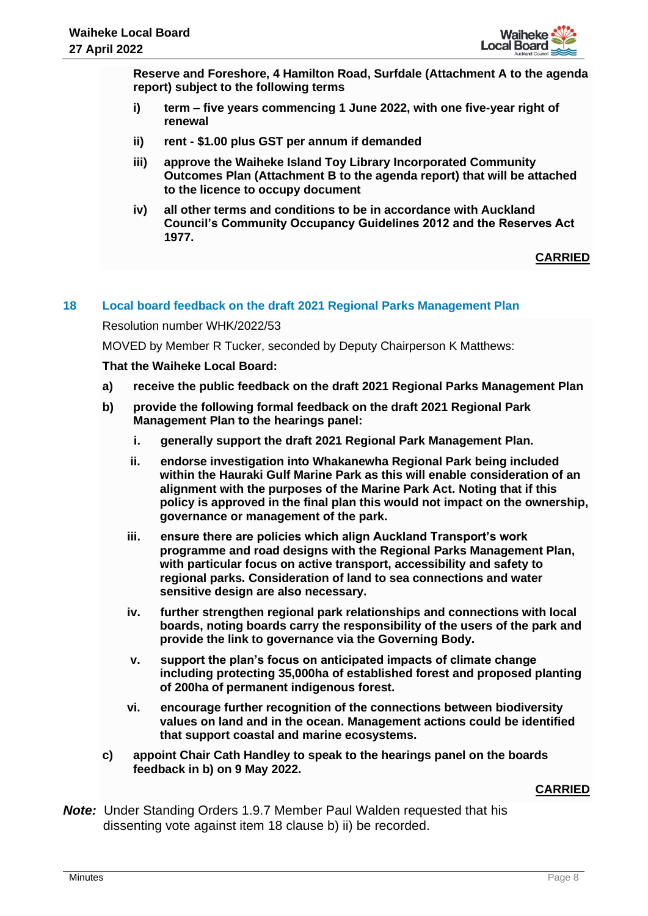**Reserve and Foreshore, 4 Hamilton Road, Surfdale (Attachment A to the agenda report) subject to the following terms**

- **i) term – five years commencing 1 June 2022, with one five-year right of renewal**
- **ii) rent - $1.00 plus GST per annum if demanded**
- **iii) approve the Waiheke Island Toy Library Incorporated Community Outcomes Plan (Attachment B to the agenda report) that will be attached to the licence to occupy document**
- **iv) all other terms and conditions to be in accordance with Auckland Council's Community Occupancy Guidelines 2012 and the Reserves Act 1977.**

**CARRIED**

## 18 Local board feedback on the draft 2021 Regional Parks Management Plan

Resolution number WHK/2022/53

MOVED by Member R Tucker, seconded by Deputy Chairperson K Matthews:

**That the Waiheke Local Board:**

- **a) receive the public feedback on the draft 2021 Regional Parks Management Plan**
- **b) provide the following formal feedback on the draft 2021 Regional Park Management Plan to the hearings panel:**
  - **i. generally support the draft 2021 Regional Park Management Plan.**
  - **ii. endorse investigation into Whakanewha Regional Park being included within the Hauraki Gulf Marine Park as this will enable consideration of an alignment with the purposes of the Marine Park Act. Noting that if this policy is approved in the final plan this would not impact on the ownership, governance or management of the park.**
  - **iii. ensure there are policies which align Auckland Transport's work programme and road designs with the Regional Parks Management Plan, with particular focus on active transport, accessibility and safety to regional parks. Consideration of land to sea connections and water sensitive design are also necessary.**
  - **iv. further strengthen regional park relationships and connections with local boards, noting boards carry the responsibility of the users of the park and provide the link to governance via the Governing Body.**
  - **v. support the plan's focus on anticipated impacts of climate change including protecting 35,000ha of established forest and proposed planting of 200ha of permanent indigenous forest.**
  - **vi. encourage further recognition of the connections between biodiversity values on land and in the ocean. Management actions could be identified that support coastal and marine ecosystems.**
- **c) appoint Chair Cath Handley to speak to the hearings panel on the boards feedback in b) on 9 May 2022.**

**CARRIED**

***Note:*** Under Standing Orders 1.9.7 Member Paul Walden requested that his dissenting vote against item 18 clause b) ii) be recorded.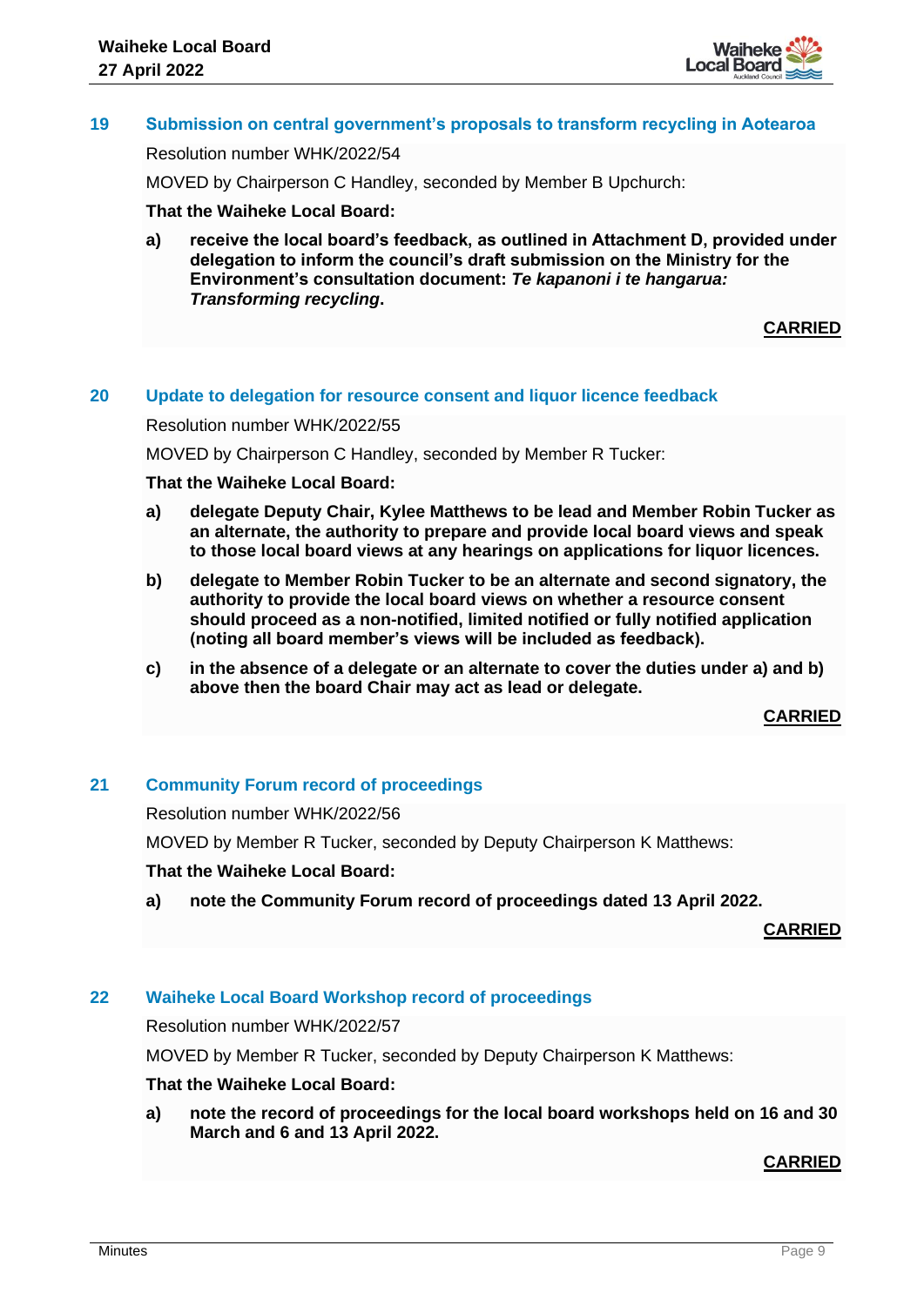## 19 Submission on central government's proposals to transform recycling in Aotearoa

Resolution number WHK/2022/54

MOVED by Chairperson C Handley, seconded by Member B Upchurch:

**That the Waiheke Local Board:**

**a) receive the local board's feedback, as outlined in Attachment D, provided under delegation to inform the council's draft submission on the Ministry for the Environment's consultation document: *Te kapanoni i te hangarua: Transforming recycling*.**

**CARRIED**

## 20 Update to delegation for resource consent and liquor licence feedback

Resolution number WHK/2022/55

MOVED by Chairperson C Handley, seconded by Member R Tucker:

**That the Waiheke Local Board:**

**a) delegate Deputy Chair, Kylee Matthews to be lead and Member Robin Tucker as an alternate, the authority to prepare and provide local board views and speak to those local board views at any hearings on applications for liquor licences.**

**b) delegate to Member Robin Tucker to be an alternate and second signatory, the authority to provide the local board views on whether a resource consent should proceed as a non-notified, limited notified or fully notified application (noting all board member's views will be included as feedback).**

**c) in the absence of a delegate or an alternate to cover the duties under a) and b) above then the board Chair may act as lead or delegate.**

**CARRIED**

## 21 Community Forum record of proceedings

Resolution number WHK/2022/56

MOVED by Member R Tucker, seconded by Deputy Chairperson K Matthews:

**That the Waiheke Local Board:**

**a) note the Community Forum record of proceedings dated 13 April 2022.**

**CARRIED**

## 22 Waiheke Local Board Workshop record of proceedings

Resolution number WHK/2022/57

MOVED by Member R Tucker, seconded by Deputy Chairperson K Matthews:

**That the Waiheke Local Board:**

**a) note the record of proceedings for the local board workshops held on 16 and 30 March and 6 and 13 April 2022.**

**CARRIED**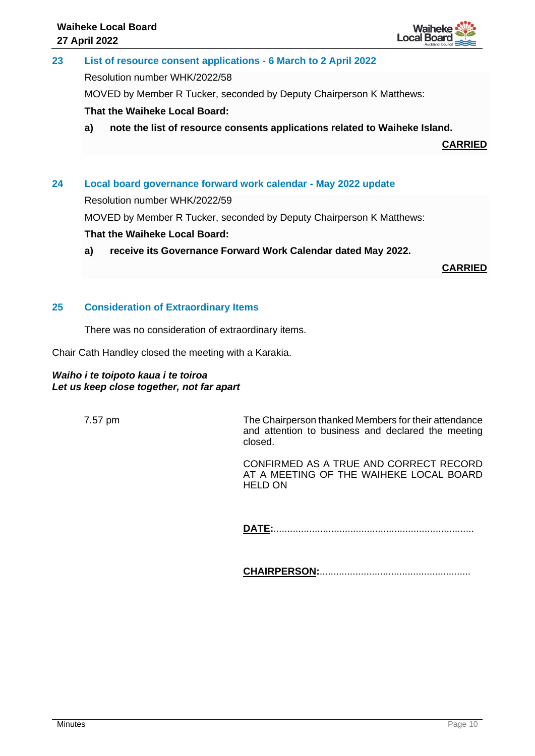## 23 List of resource consent applications - 6 March to 2 April 2022

Resolution number WHK/2022/58

MOVED by Member R Tucker, seconded by Deputy Chairperson K Matthews:

**That the Waiheke Local Board:**

**a) note the list of resource consents applications related to Waiheke Island.**

**CARRIED**

## 24 Local board governance forward work calendar - May 2022 update

Resolution number WHK/2022/59

MOVED by Member R Tucker, seconded by Deputy Chairperson K Matthews:

**That the Waiheke Local Board:**

**a) receive its Governance Forward Work Calendar dated May 2022.**

**CARRIED**

## 25 Consideration of Extraordinary Items

There was no consideration of extraordinary items.

Chair Cath Handley closed the meeting with a Karakia.

***Waiho i te toipoto kaua i te toiroa***
***Let us keep close together, not far apart***

7.57 pm

The Chairperson thanked Members for their attendance and attention to business and declared the meeting closed.

CONFIRMED AS A TRUE AND CORRECT RECORD AT A MEETING OF THE WAIHEKE LOCAL BOARD HELD ON

**DATE:**.........................................................................

**CHAIRPERSON:**.......................................................